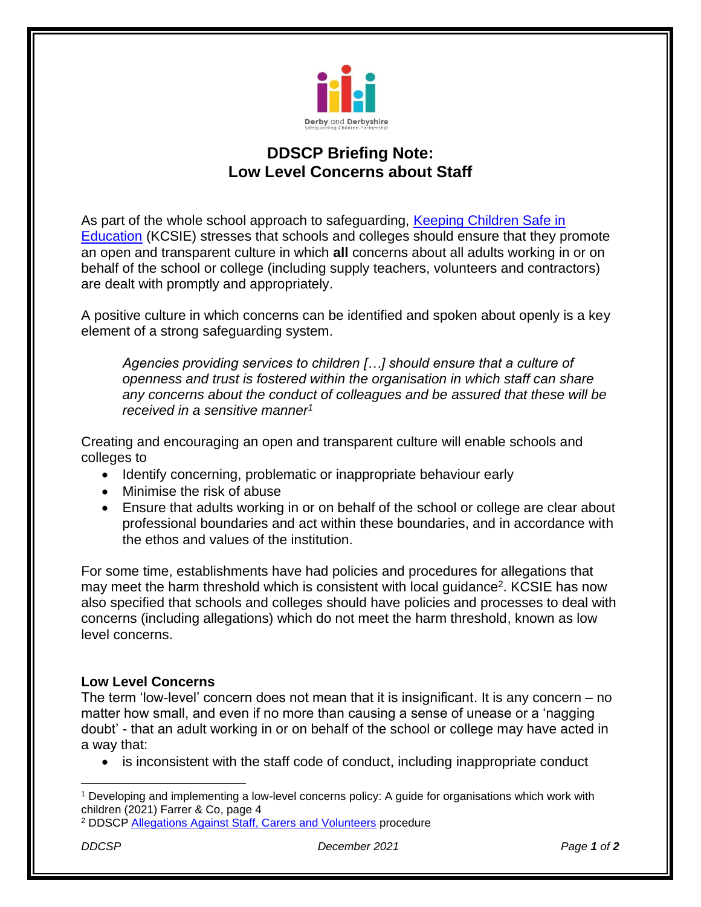# DDSCP Briefing Note: Low Level Concerns about Staff

As part of the whole school approach to safeguarding, [Keeping Children Safe in Education](#) (KCSIE) stresses that schools and colleges should ensure that they promote an open and transparent culture in which **all** concerns about all adults working in or on behalf of the school or college (including supply teachers, volunteers and contractors) are dealt with promptly and appropriately.

A positive culture in which concerns can be identified and spoken about openly is a key element of a strong safeguarding system.

> *Agencies providing services to children […] should ensure that a culture of openness and trust is fostered within the organisation in which staff can share any concerns about the conduct of colleagues and be assured that these will be received in a sensitive manner*[1]

Creating and encouraging an open and transparent culture will enable schools and colleges to

- Identify concerning, problematic or inappropriate behaviour early
- Minimise the risk of abuse
- Ensure that adults working in or on behalf of the school or college are clear about professional boundaries and act within these boundaries, and in accordance with the ethos and values of the institution.

For some time, establishments have had policies and procedures for allegations that may meet the harm threshold which is consistent with local guidance[2]. KCSIE has now also specified that schools and colleges should have policies and processes to deal with concerns (including allegations) which do not meet the harm threshold, known as low level concerns.

### Low Level Concerns

The term 'low-level' concern does not mean that it is insignificant. It is any concern – no matter how small, and even if no more than causing a sense of unease or a 'nagging doubt' - that an adult working in or on behalf of the school or college may have acted in a way that:

- is inconsistent with the staff code of conduct, including inappropriate conduct

---

[1] Developing and implementing a low-level concerns policy: A guide for organisations which work with children (2021) Farrer & Co, page 4

[2] DDSCP [Allegations Against Staff, Carers and Volunteers](#) procedure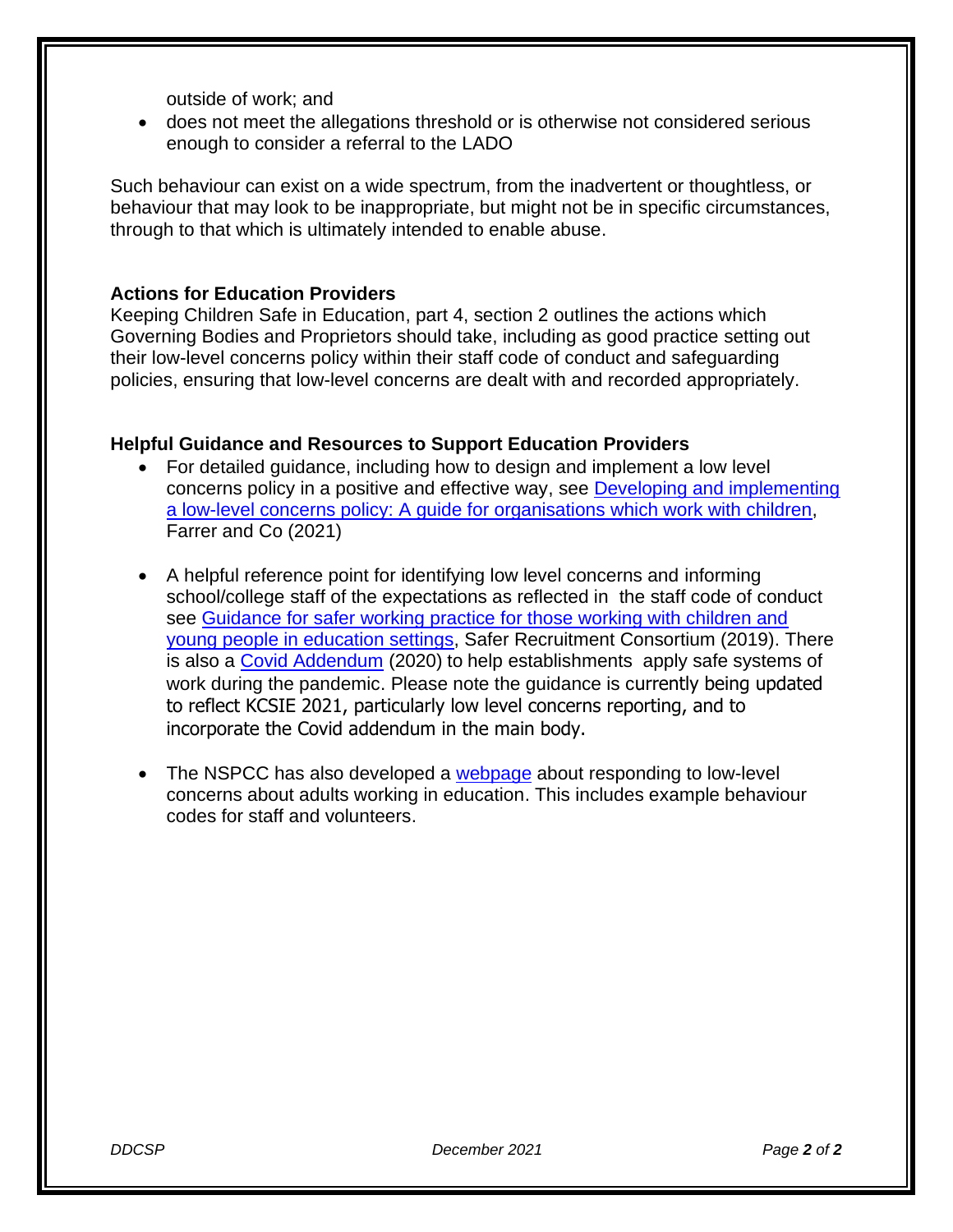outside of work; and

- does not meet the allegations threshold or is otherwise not considered serious enough to consider a referral to the LADO

Such behaviour can exist on a wide spectrum, from the inadvertent or thoughtless, or behaviour that may look to be inappropriate, but might not be in specific circumstances, through to that which is ultimately intended to enable abuse.

**Actions for Education Providers**

Keeping Children Safe in Education, part 4, section 2 outlines the actions which Governing Bodies and Proprietors should take, including as good practice setting out their low-level concerns policy within their staff code of conduct and safeguarding policies, ensuring that low-level concerns are dealt with and recorded appropriately.

**Helpful Guidance and Resources to Support Education Providers**

- For detailed guidance, including how to design and implement a low level concerns policy in a positive and effective way, see Developing and implementing a low-level concerns policy: A guide for organisations which work with children, Farrer and Co (2021)

- A helpful reference point for identifying low level concerns and informing school/college staff of the expectations as reflected in the staff code of conduct see Guidance for safer working practice for those working with children and young people in education settings, Safer Recruitment Consortium (2019). There is also a Covid Addendum (2020) to help establishments apply safe systems of work during the pandemic. Please note the guidance is currently being updated to reflect KCSIE 2021, particularly low level concerns reporting, and to incorporate the Covid addendum in the main body.

- The NSPCC has also developed a webpage about responding to low-level concerns about adults working in education. This includes example behaviour codes for staff and volunteers.